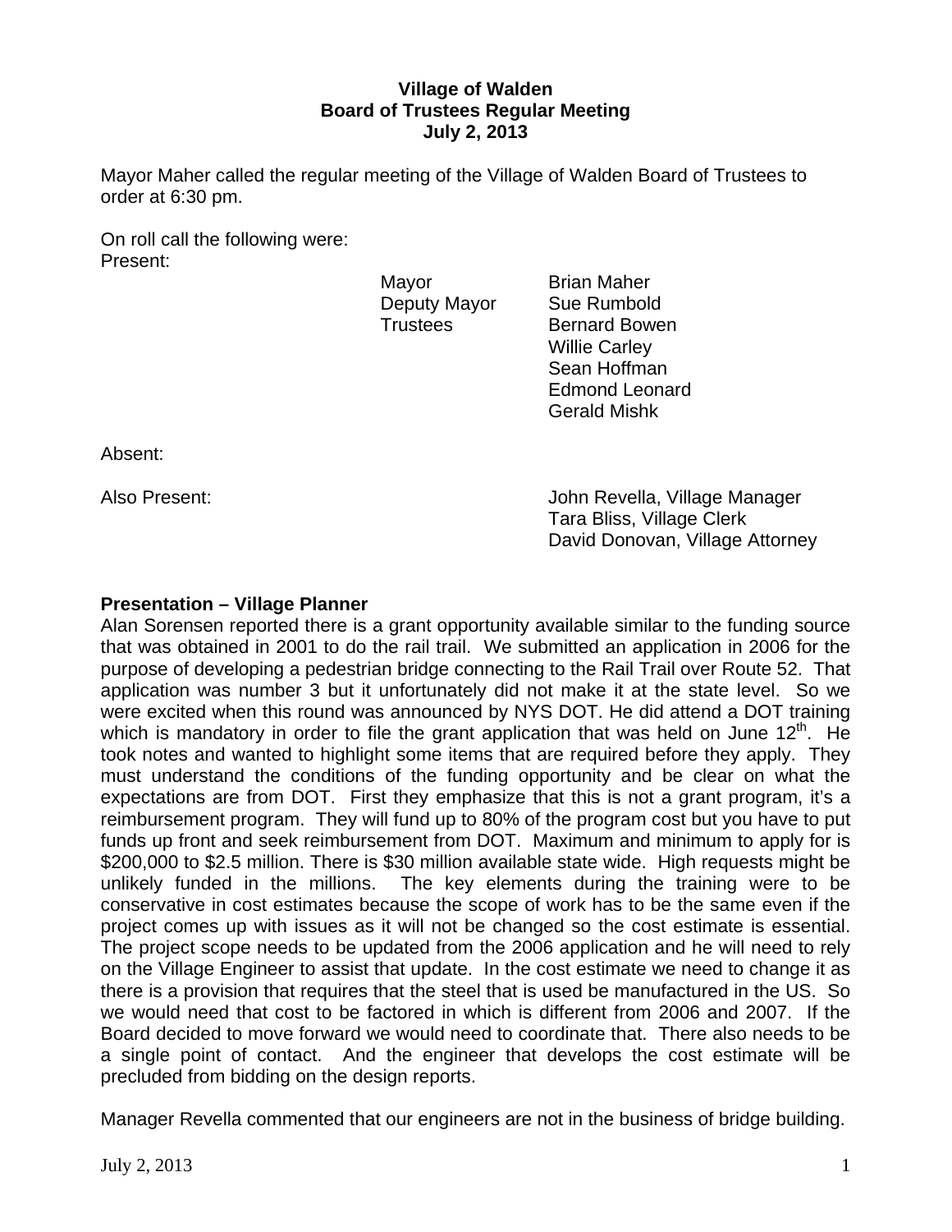**Village of Walden**
**Board of Trustees Regular Meeting**
**July 2, 2013**

Mayor Maher called the regular meeting of the Village of Walden Board of Trustees to order at 6:30 pm.

On roll call the following were:
Present:

| | |
|---|---|
| Mayor | Brian Maher |
| Deputy Mayor | Sue Rumbold |
| Trustees | Bernard Bowen |
| | Willie Carley |
| | Sean Hoffman |
| | Edmond Leonard |
| | Gerald Mishk |

Absent:

Also Present:
John Revella, Village Manager
Tara Bliss, Village Clerk
David Donovan, Village Attorney

**Presentation – Village Planner**

Alan Sorensen reported there is a grant opportunity available similar to the funding source that was obtained in 2001 to do the rail trail. We submitted an application in 2006 for the purpose of developing a pedestrian bridge connecting to the Rail Trail over Route 52. That application was number 3 but it unfortunately did not make it at the state level. So we were excited when this round was announced by NYS DOT. He did attend a DOT training which is mandatory in order to file the grant application that was held on June 12th. He took notes and wanted to highlight some items that are required before they apply. They must understand the conditions of the funding opportunity and be clear on what the expectations are from DOT. First they emphasize that this is not a grant program, it's a reimbursement program. They will fund up to 80% of the program cost but you have to put funds up front and seek reimbursement from DOT. Maximum and minimum to apply for is $200,000 to $2.5 million. There is $30 million available state wide. High requests might be unlikely funded in the millions. The key elements during the training were to be conservative in cost estimates because the scope of work has to be the same even if the project comes up with issues as it will not be changed so the cost estimate is essential. The project scope needs to be updated from the 2006 application and he will need to rely on the Village Engineer to assist that update. In the cost estimate we need to change it as there is a provision that requires that the steel that is used be manufactured in the US. So we would need that cost to be factored in which is different from 2006 and 2007. If the Board decided to move forward we would need to coordinate that. There also needs to be a single point of contact. And the engineer that develops the cost estimate will be precluded from bidding on the design reports.

Manager Revella commented that our engineers are not in the business of bridge building.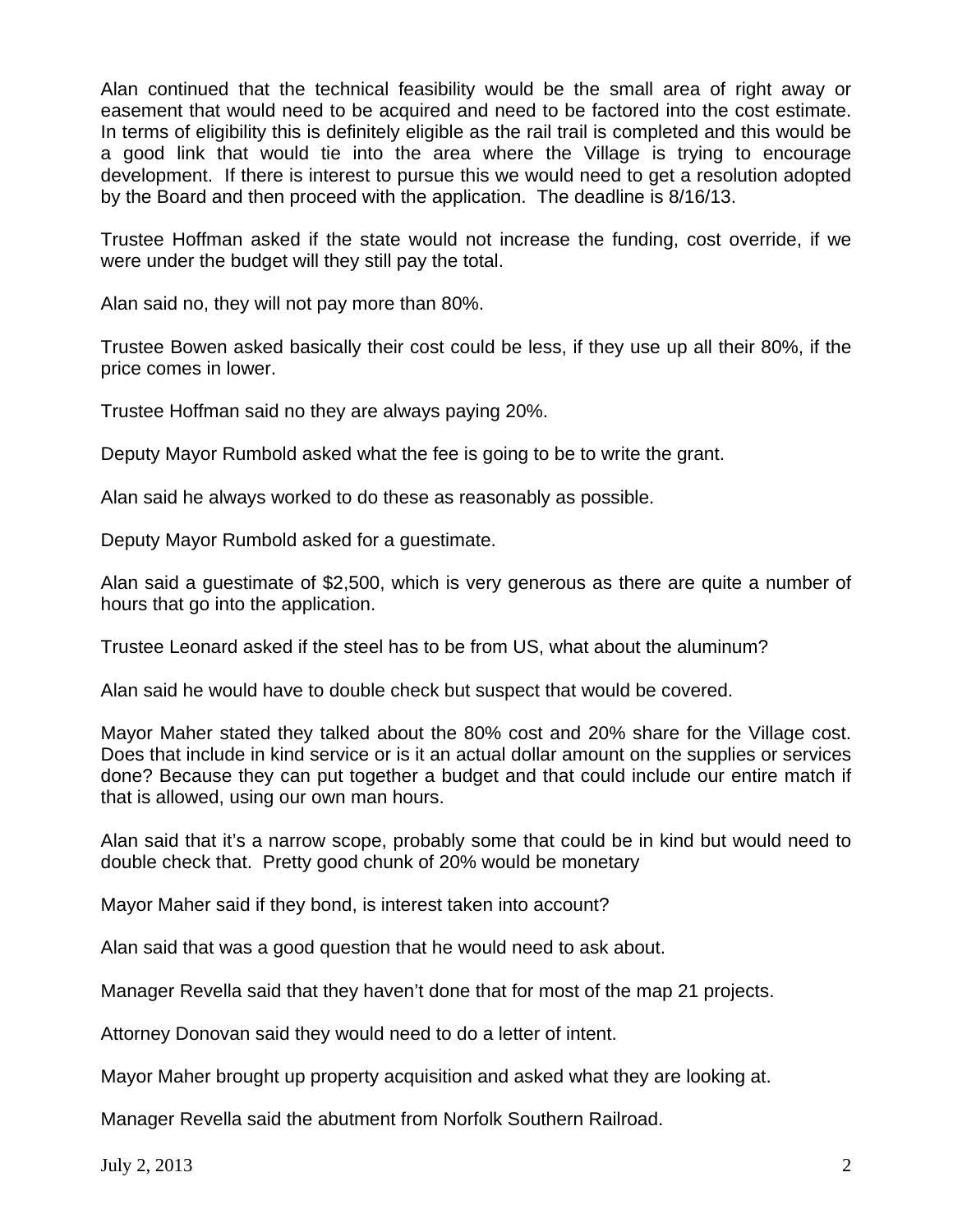Alan continued that the technical feasibility would be the small area of right away or easement that would need to be acquired and need to be factored into the cost estimate. In terms of eligibility this is definitely eligible as the rail trail is completed and this would be a good link that would tie into the area where the Village is trying to encourage development. If there is interest to pursue this we would need to get a resolution adopted by the Board and then proceed with the application. The deadline is 8/16/13.

Trustee Hoffman asked if the state would not increase the funding, cost override, if we were under the budget will they still pay the total.

Alan said no, they will not pay more than 80%.

Trustee Bowen asked basically their cost could be less, if they use up all their 80%, if the price comes in lower.

Trustee Hoffman said no they are always paying 20%.

Deputy Mayor Rumbold asked what the fee is going to be to write the grant.

Alan said he always worked to do these as reasonably as possible.

Deputy Mayor Rumbold asked for a guestimate.

Alan said a guestimate of $2,500, which is very generous as there are quite a number of hours that go into the application.

Trustee Leonard asked if the steel has to be from US, what about the aluminum?

Alan said he would have to double check but suspect that would be covered.

Mayor Maher stated they talked about the 80% cost and 20% share for the Village cost. Does that include in kind service or is it an actual dollar amount on the supplies or services done? Because they can put together a budget and that could include our entire match if that is allowed, using our own man hours.

Alan said that it's a narrow scope, probably some that could be in kind but would need to double check that. Pretty good chunk of 20% would be monetary

Mayor Maher said if they bond, is interest taken into account?

Alan said that was a good question that he would need to ask about.

Manager Revella said that they haven't done that for most of the map 21 projects.

Attorney Donovan said they would need to do a letter of intent.

Mayor Maher brought up property acquisition and asked what they are looking at.

Manager Revella said the abutment from Norfolk Southern Railroad.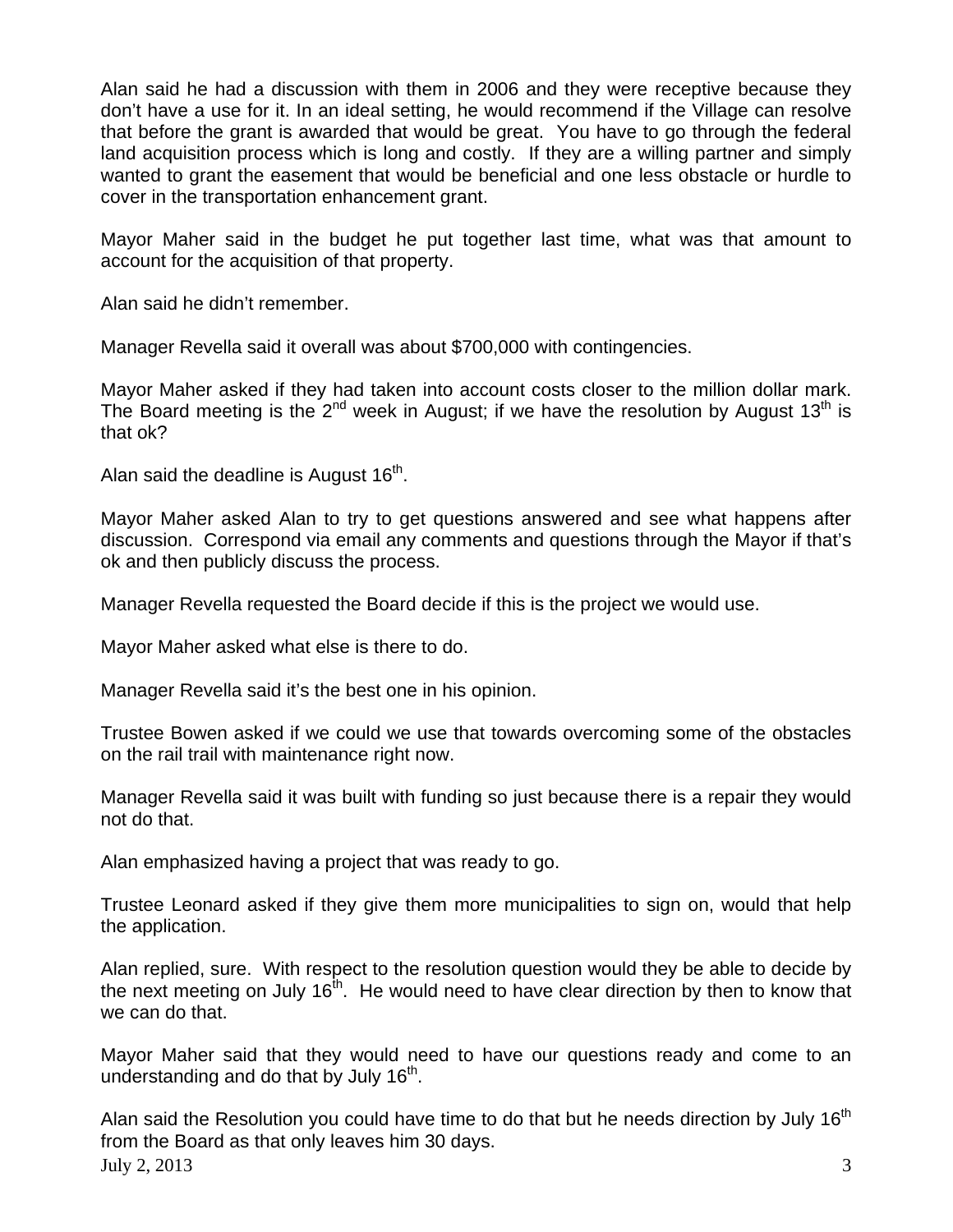Alan said he had a discussion with them in 2006 and they were receptive because they don't have a use for it. In an ideal setting, he would recommend if the Village can resolve that before the grant is awarded that would be great. You have to go through the federal land acquisition process which is long and costly. If they are a willing partner and simply wanted to grant the easement that would be beneficial and one less obstacle or hurdle to cover in the transportation enhancement grant.

Mayor Maher said in the budget he put together last time, what was that amount to account for the acquisition of that property.

Alan said he didn't remember.

Manager Revella said it overall was about $700,000 with contingencies.

Mayor Maher asked if they had taken into account costs closer to the million dollar mark. The Board meeting is the 2nd week in August; if we have the resolution by August 13th is that ok?

Alan said the deadline is August 16th.

Mayor Maher asked Alan to try to get questions answered and see what happens after discussion. Correspond via email any comments and questions through the Mayor if that's ok and then publicly discuss the process.

Manager Revella requested the Board decide if this is the project we would use.

Mayor Maher asked what else is there to do.

Manager Revella said it's the best one in his opinion.

Trustee Bowen asked if we could we use that towards overcoming some of the obstacles on the rail trail with maintenance right now.

Manager Revella said it was built with funding so just because there is a repair they would not do that.

Alan emphasized having a project that was ready to go.

Trustee Leonard asked if they give them more municipalities to sign on, would that help the application.

Alan replied, sure. With respect to the resolution question would they be able to decide by the next meeting on July 16th. He would need to have clear direction by then to know that we can do that.

Mayor Maher said that they would need to have our questions ready and come to an understanding and do that by July 16th.

Alan said the Resolution you could have time to do that but he needs direction by July 16th from the Board as that only leaves him 30 days.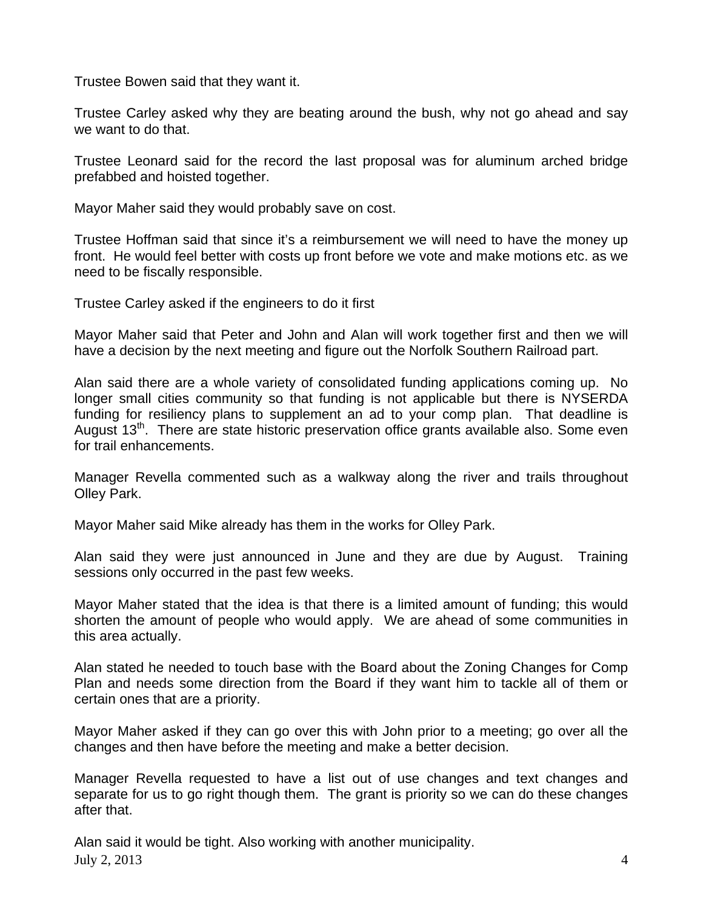Trustee Bowen said that they want it.

Trustee Carley asked why they are beating around the bush, why not go ahead and say we want to do that.

Trustee Leonard said for the record the last proposal was for aluminum arched bridge prefabbed and hoisted together.

Mayor Maher said they would probably save on cost.

Trustee Hoffman said that since it's a reimbursement we will need to have the money up front. He would feel better with costs up front before we vote and make motions etc. as we need to be fiscally responsible.

Trustee Carley asked if the engineers to do it first

Mayor Maher said that Peter and John and Alan will work together first and then we will have a decision by the next meeting and figure out the Norfolk Southern Railroad part.

Alan said there are a whole variety of consolidated funding applications coming up. No longer small cities community so that funding is not applicable but there is NYSERDA funding for resiliency plans to supplement an ad to your comp plan. That deadline is August 13th. There are state historic preservation office grants available also. Some even for trail enhancements.

Manager Revella commented such as a walkway along the river and trails throughout Olley Park.

Mayor Maher said Mike already has them in the works for Olley Park.

Alan said they were just announced in June and they are due by August. Training sessions only occurred in the past few weeks.

Mayor Maher stated that the idea is that there is a limited amount of funding; this would shorten the amount of people who would apply. We are ahead of some communities in this area actually.

Alan stated he needed to touch base with the Board about the Zoning Changes for Comp Plan and needs some direction from the Board if they want him to tackle all of them or certain ones that are a priority.

Mayor Maher asked if they can go over this with John prior to a meeting; go over all the changes and then have before the meeting and make a better decision.

Manager Revella requested to have a list out of use changes and text changes and separate for us to go right though them. The grant is priority so we can do these changes after that.

Alan said it would be tight. Also working with another municipality.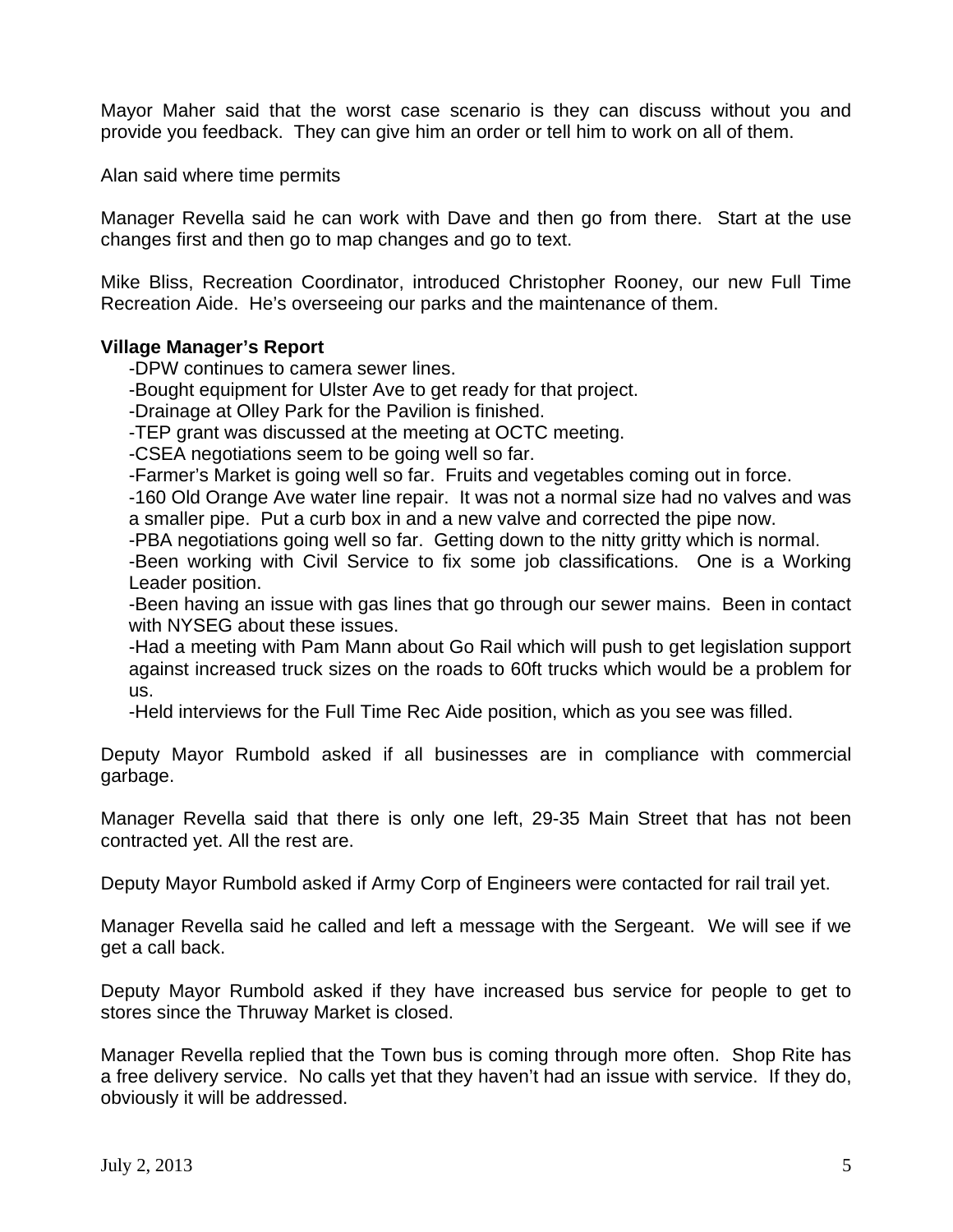Mayor Maher said that the worst case scenario is they can discuss without you and provide you feedback. They can give him an order or tell him to work on all of them.

Alan said where time permits

Manager Revella said he can work with Dave and then go from there. Start at the use changes first and then go to map changes and go to text.

Mike Bliss, Recreation Coordinator, introduced Christopher Rooney, our new Full Time Recreation Aide. He's overseeing our parks and the maintenance of them.

**Village Manager's Report**

-DPW continues to camera sewer lines.
-Bought equipment for Ulster Ave to get ready for that project.
-Drainage at Olley Park for the Pavilion is finished.
-TEP grant was discussed at the meeting at OCTC meeting.
-CSEA negotiations seem to be going well so far.
-Farmer's Market is going well so far. Fruits and vegetables coming out in force.
-160 Old Orange Ave water line repair. It was not a normal size had no valves and was a smaller pipe. Put a curb box in and a new valve and corrected the pipe now.
-PBA negotiations going well so far. Getting down to the nitty gritty which is normal.
-Been working with Civil Service to fix some job classifications. One is a Working Leader position.
-Been having an issue with gas lines that go through our sewer mains. Been in contact with NYSEG about these issues.
-Had a meeting with Pam Mann about Go Rail which will push to get legislation support against increased truck sizes on the roads to 60ft trucks which would be a problem for us.
-Held interviews for the Full Time Rec Aide position, which as you see was filled.

Deputy Mayor Rumbold asked if all businesses are in compliance with commercial garbage.

Manager Revella said that there is only one left, 29-35 Main Street that has not been contracted yet. All the rest are.

Deputy Mayor Rumbold asked if Army Corp of Engineers were contacted for rail trail yet.

Manager Revella said he called and left a message with the Sergeant. We will see if we get a call back.

Deputy Mayor Rumbold asked if they have increased bus service for people to get to stores since the Thruway Market is closed.

Manager Revella replied that the Town bus is coming through more often. Shop Rite has a free delivery service. No calls yet that they haven't had an issue with service. If they do, obviously it will be addressed.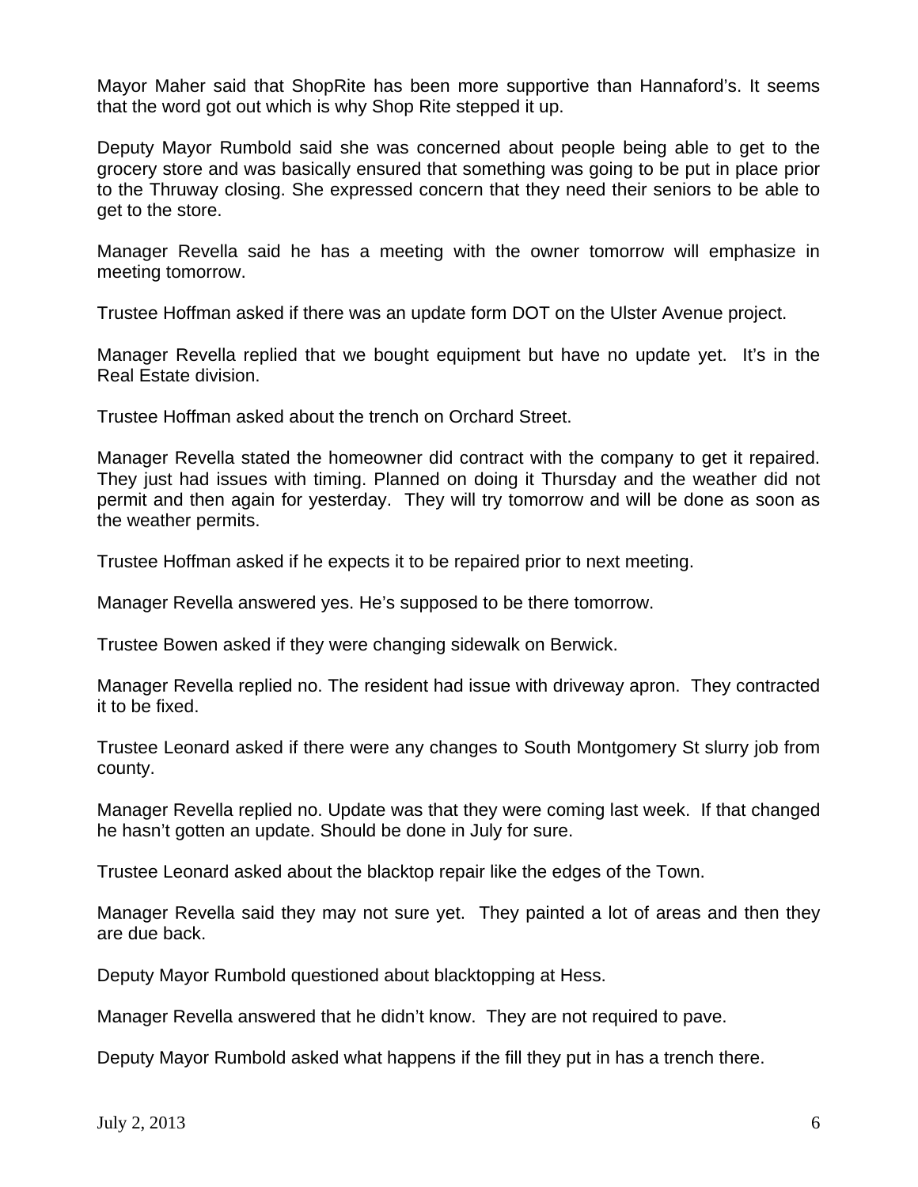Mayor Maher said that ShopRite has been more supportive than Hannaford's. It seems that the word got out which is why Shop Rite stepped it up.

Deputy Mayor Rumbold said she was concerned about people being able to get to the grocery store and was basically ensured that something was going to be put in place prior to the Thruway closing. She expressed concern that they need their seniors to be able to get to the store.

Manager Revella said he has a meeting with the owner tomorrow will emphasize in meeting tomorrow.

Trustee Hoffman asked if there was an update form DOT on the Ulster Avenue project.

Manager Revella replied that we bought equipment but have no update yet. It's in the Real Estate division.

Trustee Hoffman asked about the trench on Orchard Street.

Manager Revella stated the homeowner did contract with the company to get it repaired. They just had issues with timing. Planned on doing it Thursday and the weather did not permit and then again for yesterday. They will try tomorrow and will be done as soon as the weather permits.

Trustee Hoffman asked if he expects it to be repaired prior to next meeting.

Manager Revella answered yes. He's supposed to be there tomorrow.

Trustee Bowen asked if they were changing sidewalk on Berwick.

Manager Revella replied no. The resident had issue with driveway apron. They contracted it to be fixed.

Trustee Leonard asked if there were any changes to South Montgomery St slurry job from county.

Manager Revella replied no. Update was that they were coming last week. If that changed he hasn't gotten an update. Should be done in July for sure.

Trustee Leonard asked about the blacktop repair like the edges of the Town.

Manager Revella said they may not sure yet. They painted a lot of areas and then they are due back.

Deputy Mayor Rumbold questioned about blacktopping at Hess.

Manager Revella answered that he didn't know. They are not required to pave.

Deputy Mayor Rumbold asked what happens if the fill they put in has a trench there.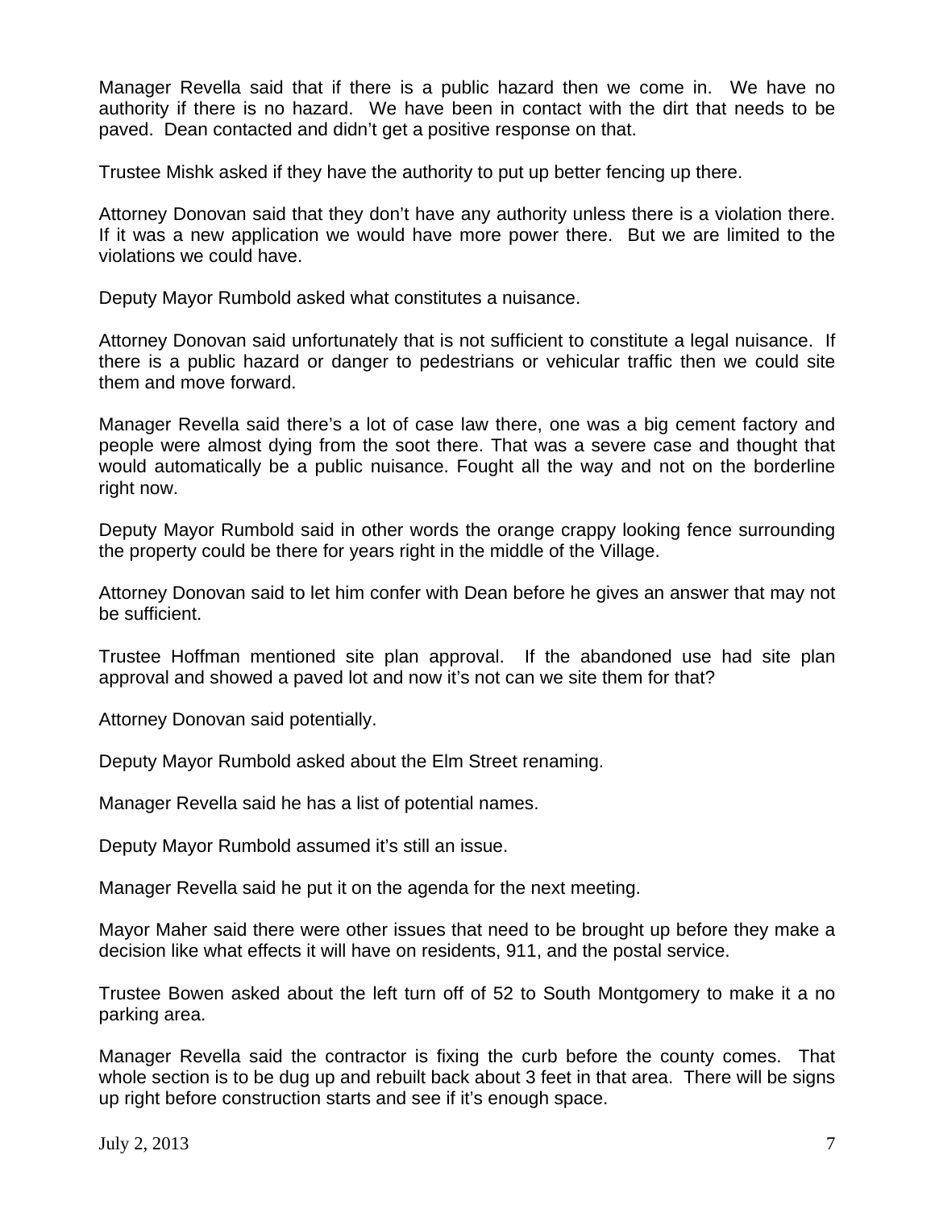Manager Revella said that if there is a public hazard then we come in. We have no authority if there is no hazard. We have been in contact with the dirt that needs to be paved. Dean contacted and didn't get a positive response on that.

Trustee Mishk asked if they have the authority to put up better fencing up there.

Attorney Donovan said that they don't have any authority unless there is a violation there. If it was a new application we would have more power there. But we are limited to the violations we could have.

Deputy Mayor Rumbold asked what constitutes a nuisance.

Attorney Donovan said unfortunately that is not sufficient to constitute a legal nuisance. If there is a public hazard or danger to pedestrians or vehicular traffic then we could site them and move forward.

Manager Revella said there's a lot of case law there, one was a big cement factory and people were almost dying from the soot there. That was a severe case and thought that would automatically be a public nuisance. Fought all the way and not on the borderline right now.

Deputy Mayor Rumbold said in other words the orange crappy looking fence surrounding the property could be there for years right in the middle of the Village.

Attorney Donovan said to let him confer with Dean before he gives an answer that may not be sufficient.

Trustee Hoffman mentioned site plan approval. If the abandoned use had site plan approval and showed a paved lot and now it's not can we site them for that?

Attorney Donovan said potentially.

Deputy Mayor Rumbold asked about the Elm Street renaming.

Manager Revella said he has a list of potential names.

Deputy Mayor Rumbold assumed it's still an issue.

Manager Revella said he put it on the agenda for the next meeting.

Mayor Maher said there were other issues that need to be brought up before they make a decision like what effects it will have on residents, 911, and the postal service.

Trustee Bowen asked about the left turn off of 52 to South Montgomery to make it a no parking area.

Manager Revella said the contractor is fixing the curb before the county comes. That whole section is to be dug up and rebuilt back about 3 feet in that area. There will be signs up right before construction starts and see if it's enough space.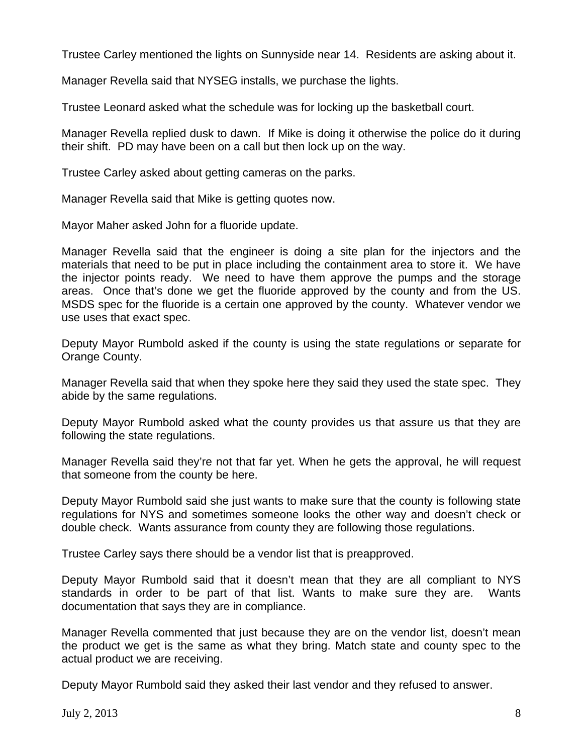Trustee Carley mentioned the lights on Sunnyside near 14. Residents are asking about it.

Manager Revella said that NYSEG installs, we purchase the lights.

Trustee Leonard asked what the schedule was for locking up the basketball court.

Manager Revella replied dusk to dawn. If Mike is doing it otherwise the police do it during their shift. PD may have been on a call but then lock up on the way.

Trustee Carley asked about getting cameras on the parks.

Manager Revella said that Mike is getting quotes now.

Mayor Maher asked John for a fluoride update.

Manager Revella said that the engineer is doing a site plan for the injectors and the materials that need to be put in place including the containment area to store it. We have the injector points ready. We need to have them approve the pumps and the storage areas. Once that's done we get the fluoride approved by the county and from the US. MSDS spec for the fluoride is a certain one approved by the county. Whatever vendor we use uses that exact spec.

Deputy Mayor Rumbold asked if the county is using the state regulations or separate for Orange County.

Manager Revella said that when they spoke here they said they used the state spec. They abide by the same regulations.

Deputy Mayor Rumbold asked what the county provides us that assure us that they are following the state regulations.

Manager Revella said they're not that far yet. When he gets the approval, he will request that someone from the county be here.

Deputy Mayor Rumbold said she just wants to make sure that the county is following state regulations for NYS and sometimes someone looks the other way and doesn't check or double check. Wants assurance from county they are following those regulations.

Trustee Carley says there should be a vendor list that is preapproved.

Deputy Mayor Rumbold said that it doesn't mean that they are all compliant to NYS standards in order to be part of that list. Wants to make sure they are. Wants documentation that says they are in compliance.

Manager Revella commented that just because they are on the vendor list, doesn't mean the product we get is the same as what they bring. Match state and county spec to the actual product we are receiving.

Deputy Mayor Rumbold said they asked their last vendor and they refused to answer.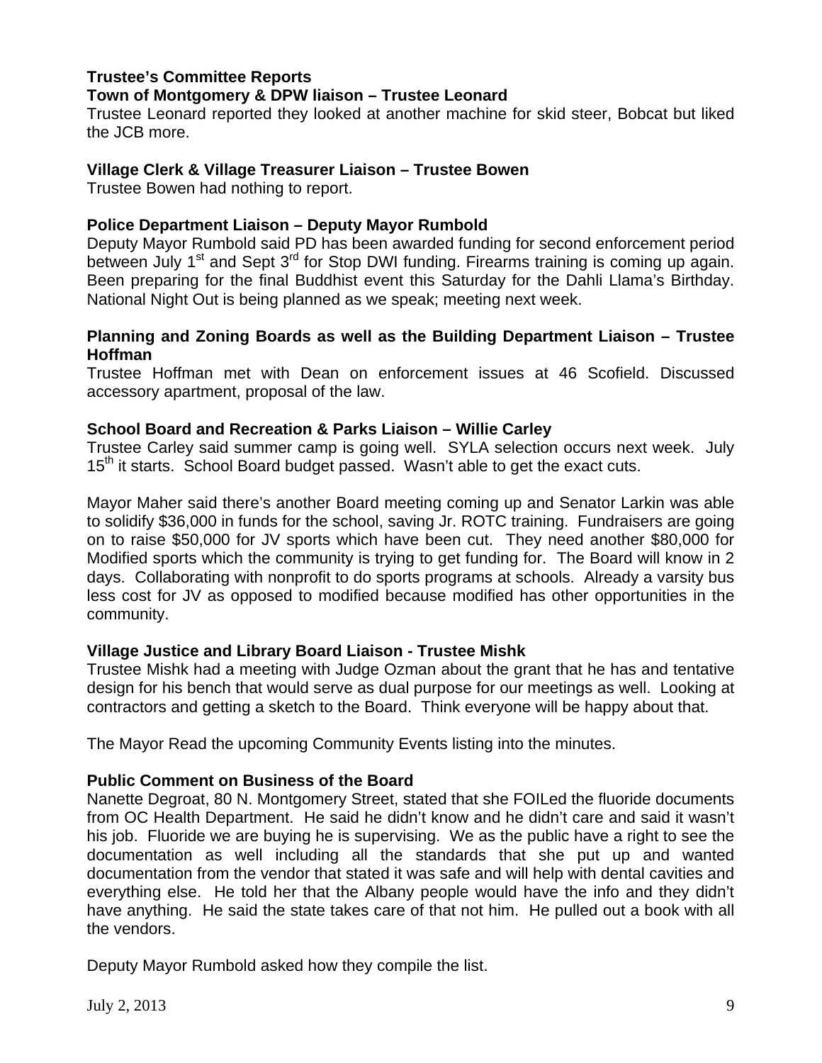**Trustee's Committee Reports**

**Town of Montgomery & DPW liaison – Trustee Leonard**

Trustee Leonard reported they looked at another machine for skid steer, Bobcat but liked the JCB more.

**Village Clerk & Village Treasurer Liaison – Trustee Bowen**

Trustee Bowen had nothing to report.

**Police Department Liaison – Deputy Mayor Rumbold**

Deputy Mayor Rumbold said PD has been awarded funding for second enforcement period between July 1st and Sept 3rd for Stop DWI funding. Firearms training is coming up again. Been preparing for the final Buddhist event this Saturday for the Dahli Llama's Birthday. National Night Out is being planned as we speak; meeting next week.

**Planning and Zoning Boards as well as the Building Department Liaison – Trustee Hoffman**

Trustee Hoffman met with Dean on enforcement issues at 46 Scofield. Discussed accessory apartment, proposal of the law.

**School Board and Recreation & Parks Liaison – Willie Carley**

Trustee Carley said summer camp is going well. SYLA selection occurs next week. July 15th it starts. School Board budget passed. Wasn't able to get the exact cuts.

Mayor Maher said there's another Board meeting coming up and Senator Larkin was able to solidify $36,000 in funds for the school, saving Jr. ROTC training. Fundraisers are going on to raise $50,000 for JV sports which have been cut. They need another $80,000 for Modified sports which the community is trying to get funding for. The Board will know in 2 days. Collaborating with nonprofit to do sports programs at schools. Already a varsity bus less cost for JV as opposed to modified because modified has other opportunities in the community.

**Village Justice and Library Board Liaison - Trustee Mishk**

Trustee Mishk had a meeting with Judge Ozman about the grant that he has and tentative design for his bench that would serve as dual purpose for our meetings as well. Looking at contractors and getting a sketch to the Board. Think everyone will be happy about that.

The Mayor Read the upcoming Community Events listing into the minutes.

**Public Comment on Business of the Board**

Nanette Degroat, 80 N. Montgomery Street, stated that she FOILed the fluoride documents from OC Health Department. He said he didn't know and he didn't care and said it wasn't his job. Fluoride we are buying he is supervising. We as the public have a right to see the documentation as well including all the standards that she put up and wanted documentation from the vendor that stated it was safe and will help with dental cavities and everything else. He told her that the Albany people would have the info and they didn't have anything. He said the state takes care of that not him. He pulled out a book with all the vendors.

Deputy Mayor Rumbold asked how they compile the list.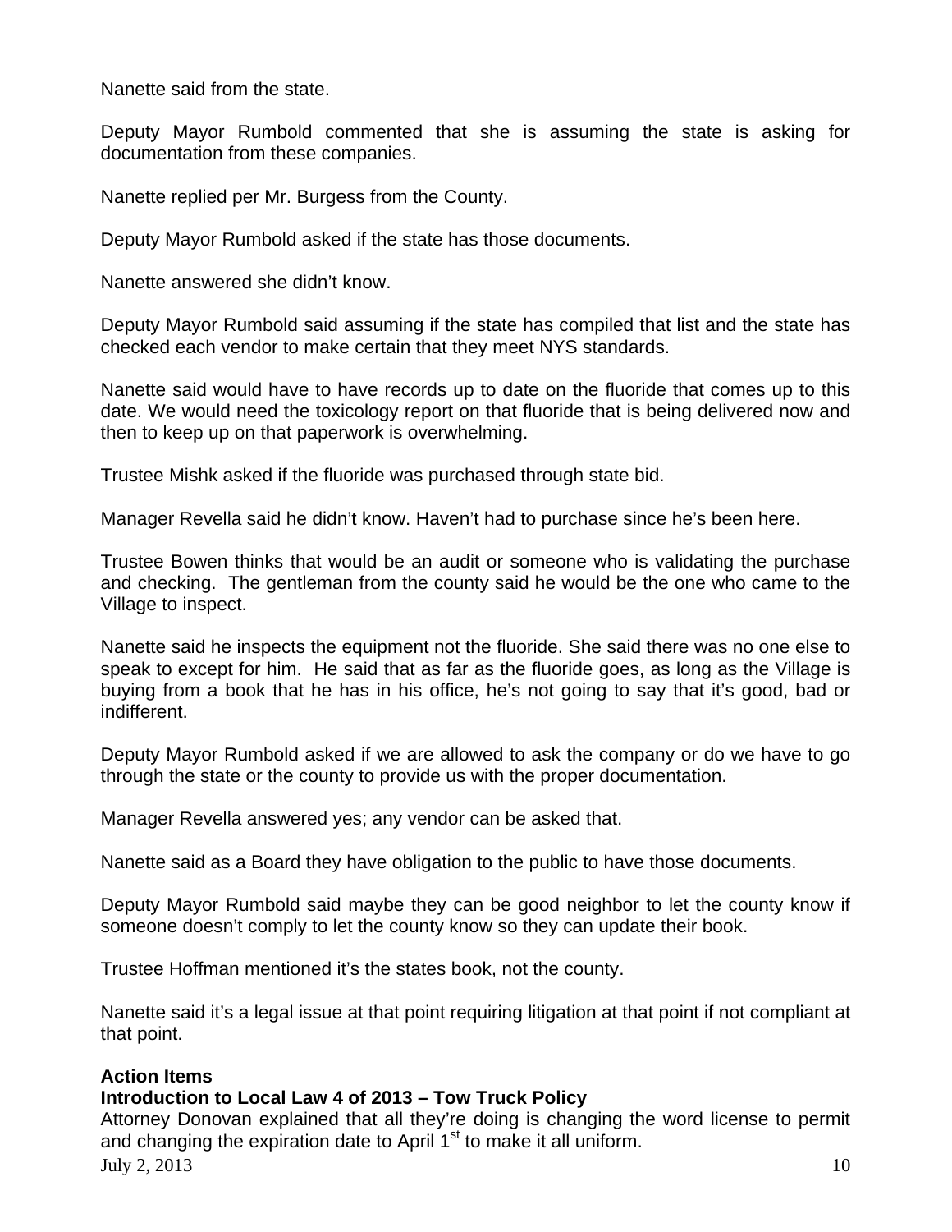Nanette said from the state.

Deputy Mayor Rumbold commented that she is assuming the state is asking for documentation from these companies.

Nanette replied per Mr. Burgess from the County.

Deputy Mayor Rumbold asked if the state has those documents.

Nanette answered she didn't know.

Deputy Mayor Rumbold said assuming if the state has compiled that list and the state has checked each vendor to make certain that they meet NYS standards.

Nanette said would have to have records up to date on the fluoride that comes up to this date. We would need the toxicology report on that fluoride that is being delivered now and then to keep up on that paperwork is overwhelming.

Trustee Mishk asked if the fluoride was purchased through state bid.

Manager Revella said he didn't know. Haven't had to purchase since he's been here.

Trustee Bowen thinks that would be an audit or someone who is validating the purchase and checking. The gentleman from the county said he would be the one who came to the Village to inspect.

Nanette said he inspects the equipment not the fluoride. She said there was no one else to speak to except for him. He said that as far as the fluoride goes, as long as the Village is buying from a book that he has in his office, he's not going to say that it's good, bad or indifferent.

Deputy Mayor Rumbold asked if we are allowed to ask the company or do we have to go through the state or the county to provide us with the proper documentation.

Manager Revella answered yes; any vendor can be asked that.

Nanette said as a Board they have obligation to the public to have those documents.

Deputy Mayor Rumbold said maybe they can be good neighbor to let the county know if someone doesn't comply to let the county know so they can update their book.

Trustee Hoffman mentioned it's the states book, not the county.

Nanette said it's a legal issue at that point requiring litigation at that point if not compliant at that point.

**Action Items**

**Introduction to Local Law 4 of 2013 – Tow Truck Policy**

Attorney Donovan explained that all they're doing is changing the word license to permit and changing the expiration date to April 1st to make it all uniform.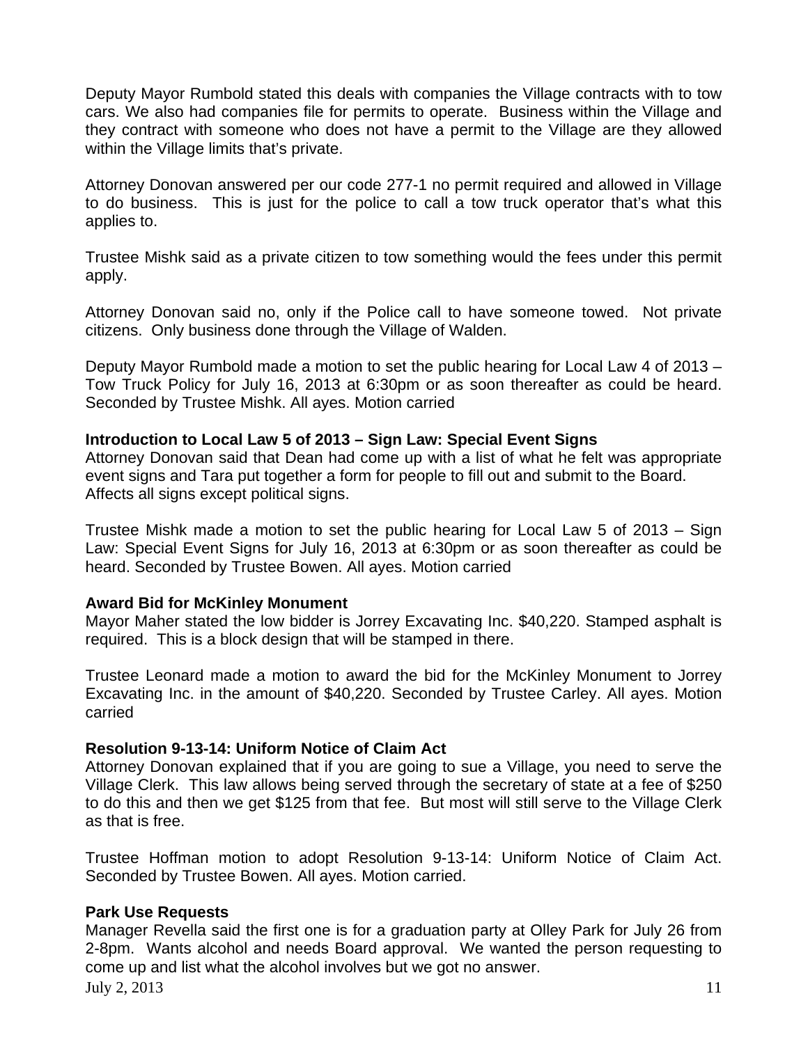Deputy Mayor Rumbold stated this deals with companies the Village contracts with to tow cars. We also had companies file for permits to operate. Business within the Village and they contract with someone who does not have a permit to the Village are they allowed within the Village limits that's private.

Attorney Donovan answered per our code 277-1 no permit required and allowed in Village to do business. This is just for the police to call a tow truck operator that's what this applies to.

Trustee Mishk said as a private citizen to tow something would the fees under this permit apply.

Attorney Donovan said no, only if the Police call to have someone towed. Not private citizens. Only business done through the Village of Walden.

Deputy Mayor Rumbold made a motion to set the public hearing for Local Law 4 of 2013 – Tow Truck Policy for July 16, 2013 at 6:30pm or as soon thereafter as could be heard. Seconded by Trustee Mishk. All ayes. Motion carried

**Introduction to Local Law 5 of 2013 – Sign Law: Special Event Signs**

Attorney Donovan said that Dean had come up with a list of what he felt was appropriate event signs and Tara put together a form for people to fill out and submit to the Board. Affects all signs except political signs.

Trustee Mishk made a motion to set the public hearing for Local Law 5 of 2013 – Sign Law: Special Event Signs for July 16, 2013 at 6:30pm or as soon thereafter as could be heard. Seconded by Trustee Bowen. All ayes. Motion carried

**Award Bid for McKinley Monument**

Mayor Maher stated the low bidder is Jorrey Excavating Inc. $40,220. Stamped asphalt is required. This is a block design that will be stamped in there.

Trustee Leonard made a motion to award the bid for the McKinley Monument to Jorrey Excavating Inc. in the amount of $40,220. Seconded by Trustee Carley. All ayes. Motion carried

**Resolution 9-13-14: Uniform Notice of Claim Act**

Attorney Donovan explained that if you are going to sue a Village, you need to serve the Village Clerk. This law allows being served through the secretary of state at a fee of $250 to do this and then we get $125 from that fee. But most will still serve to the Village Clerk as that is free.

Trustee Hoffman motion to adopt Resolution 9-13-14: Uniform Notice of Claim Act. Seconded by Trustee Bowen. All ayes. Motion carried.

**Park Use Requests**

Manager Revella said the first one is for a graduation party at Olley Park for July 26 from 2-8pm. Wants alcohol and needs Board approval. We wanted the person requesting to come up and list what the alcohol involves but we got no answer.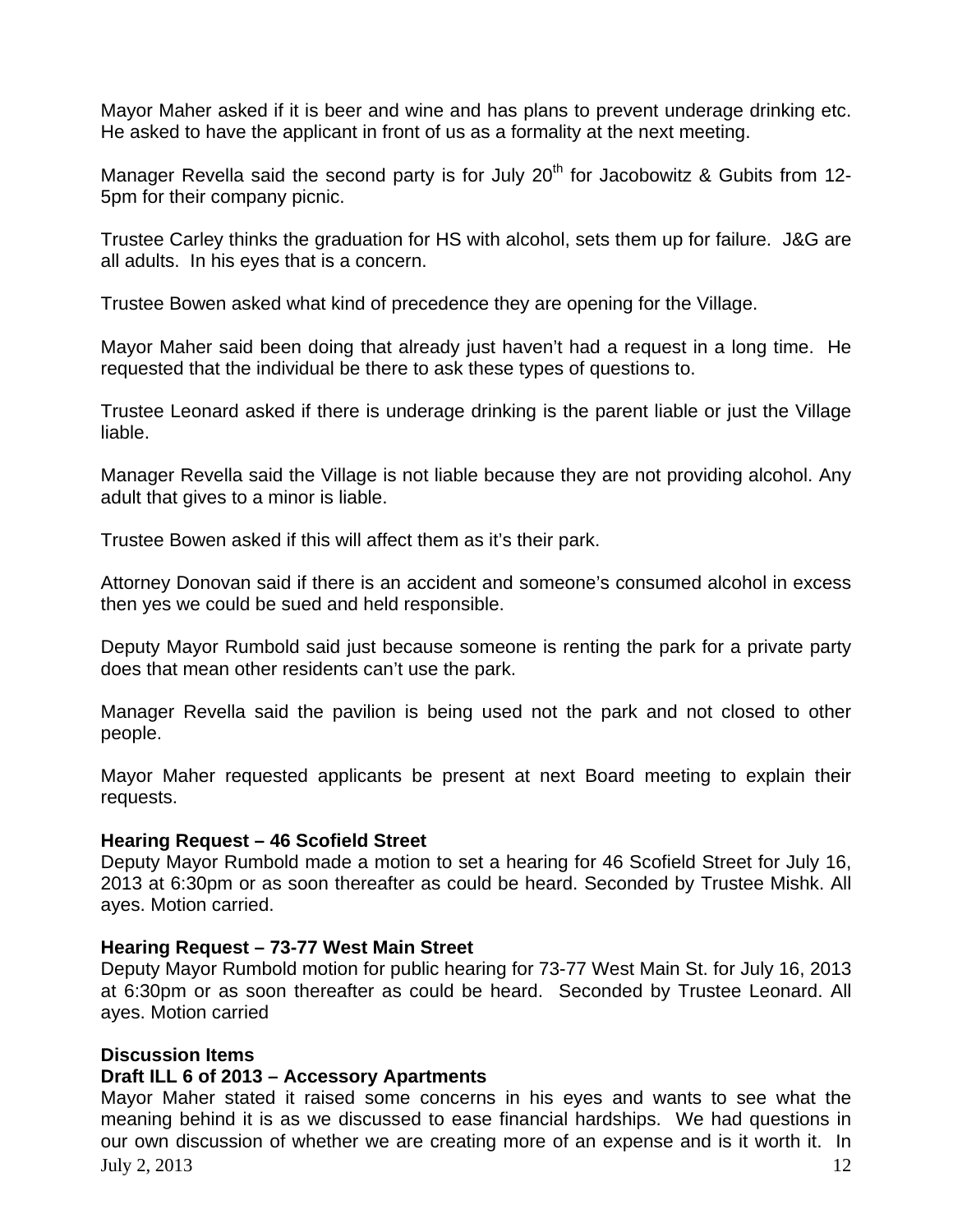Mayor Maher asked if it is beer and wine and has plans to prevent underage drinking etc. He asked to have the applicant in front of us as a formality at the next meeting.

Manager Revella said the second party is for July 20th for Jacobowitz & Gubits from 12-5pm for their company picnic.

Trustee Carley thinks the graduation for HS with alcohol, sets them up for failure. J&G are all adults. In his eyes that is a concern.

Trustee Bowen asked what kind of precedence they are opening for the Village.

Mayor Maher said been doing that already just haven't had a request in a long time. He requested that the individual be there to ask these types of questions to.

Trustee Leonard asked if there is underage drinking is the parent liable or just the Village liable.

Manager Revella said the Village is not liable because they are not providing alcohol. Any adult that gives to a minor is liable.

Trustee Bowen asked if this will affect them as it's their park.

Attorney Donovan said if there is an accident and someone's consumed alcohol in excess then yes we could be sued and held responsible.

Deputy Mayor Rumbold said just because someone is renting the park for a private party does that mean other residents can't use the park.

Manager Revella said the pavilion is being used not the park and not closed to other people.

Mayor Maher requested applicants be present at next Board meeting to explain their requests.

**Hearing Request – 46 Scofield Street**
Deputy Mayor Rumbold made a motion to set a hearing for 46 Scofield Street for July 16, 2013 at 6:30pm or as soon thereafter as could be heard. Seconded by Trustee Mishk. All ayes. Motion carried.

**Hearing Request – 73-77 West Main Street**
Deputy Mayor Rumbold motion for public hearing for 73-77 West Main St. for July 16, 2013 at 6:30pm or as soon thereafter as could be heard. Seconded by Trustee Leonard. All ayes. Motion carried

**Discussion Items**
**Draft ILL 6 of 2013 – Accessory Apartments**
Mayor Maher stated it raised some concerns in his eyes and wants to see what the meaning behind it is as we discussed to ease financial hardships. We had questions in our own discussion of whether we are creating more of an expense and is it worth it. In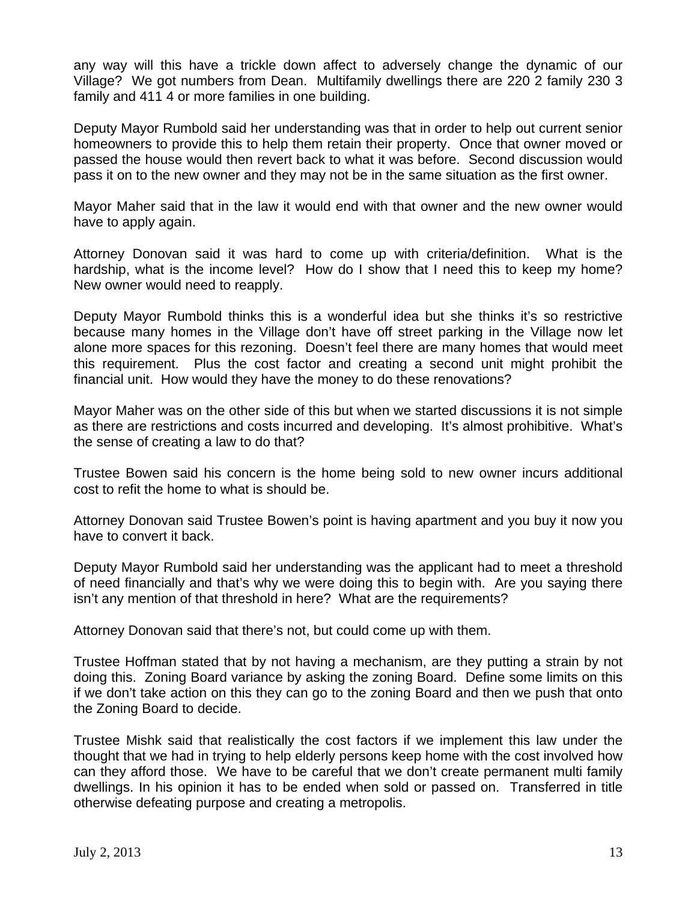any way will this have a trickle down affect to adversely change the dynamic of our Village? We got numbers from Dean. Multifamily dwellings there are 220 2 family 230 3 family and 411 4 or more families in one building.

Deputy Mayor Rumbold said her understanding was that in order to help out current senior homeowners to provide this to help them retain their property. Once that owner moved or passed the house would then revert back to what it was before. Second discussion would pass it on to the new owner and they may not be in the same situation as the first owner.

Mayor Maher said that in the law it would end with that owner and the new owner would have to apply again.

Attorney Donovan said it was hard to come up with criteria/definition. What is the hardship, what is the income level? How do I show that I need this to keep my home? New owner would need to reapply.

Deputy Mayor Rumbold thinks this is a wonderful idea but she thinks it's so restrictive because many homes in the Village don't have off street parking in the Village now let alone more spaces for this rezoning. Doesn't feel there are many homes that would meet this requirement. Plus the cost factor and creating a second unit might prohibit the financial unit. How would they have the money to do these renovations?

Mayor Maher was on the other side of this but when we started discussions it is not simple as there are restrictions and costs incurred and developing. It's almost prohibitive. What's the sense of creating a law to do that?

Trustee Bowen said his concern is the home being sold to new owner incurs additional cost to refit the home to what is should be.

Attorney Donovan said Trustee Bowen's point is having apartment and you buy it now you have to convert it back.

Deputy Mayor Rumbold said her understanding was the applicant had to meet a threshold of need financially and that's why we were doing this to begin with. Are you saying there isn't any mention of that threshold in here? What are the requirements?

Attorney Donovan said that there's not, but could come up with them.

Trustee Hoffman stated that by not having a mechanism, are they putting a strain by not doing this. Zoning Board variance by asking the zoning Board. Define some limits on this if we don't take action on this they can go to the zoning Board and then we push that onto the Zoning Board to decide.

Trustee Mishk said that realistically the cost factors if we implement this law under the thought that we had in trying to help elderly persons keep home with the cost involved how can they afford those. We have to be careful that we don't create permanent multi family dwellings. In his opinion it has to be ended when sold or passed on. Transferred in title otherwise defeating purpose and creating a metropolis.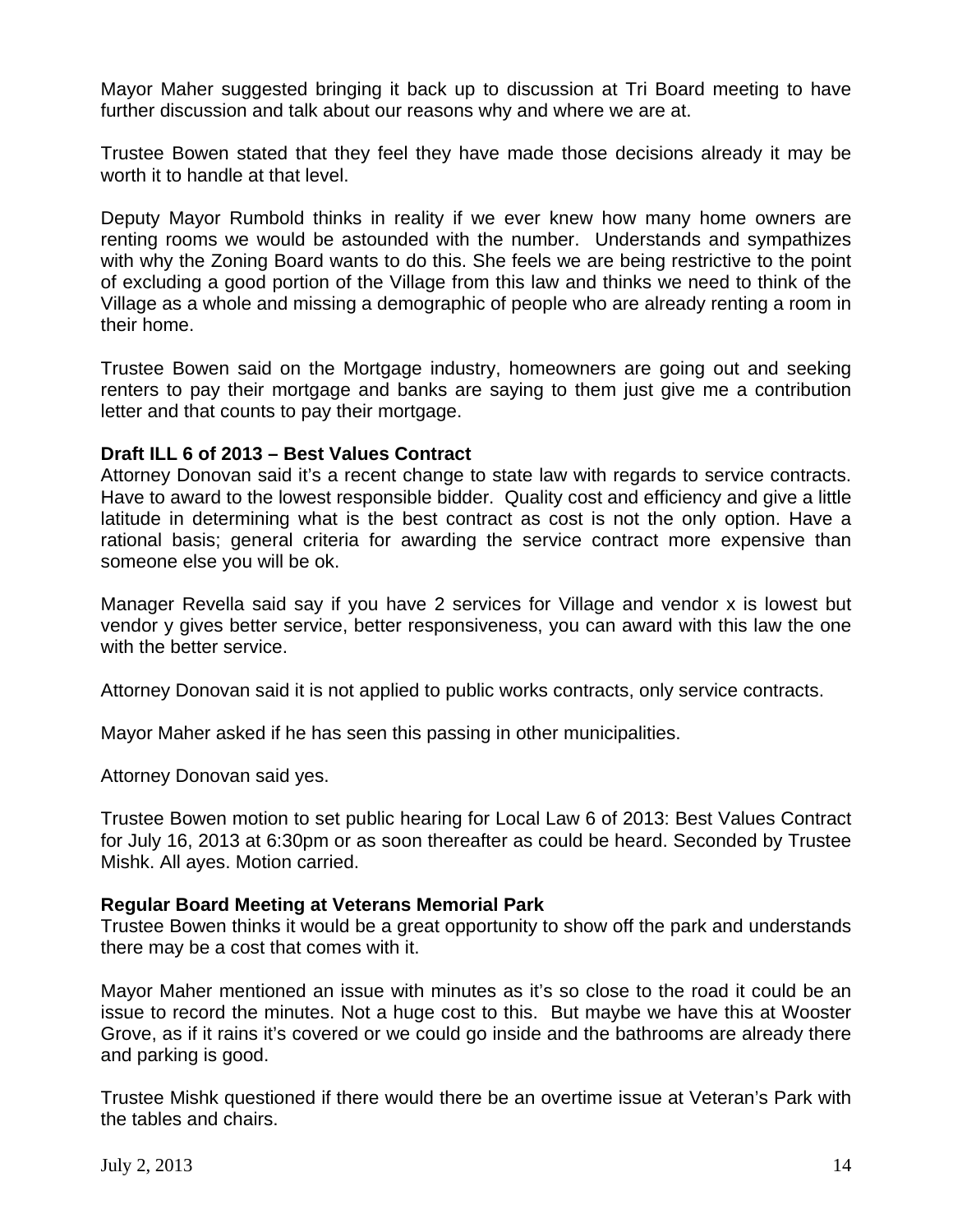Mayor Maher suggested bringing it back up to discussion at Tri Board meeting to have further discussion and talk about our reasons why and where we are at.

Trustee Bowen stated that they feel they have made those decisions already it may be worth it to handle at that level.

Deputy Mayor Rumbold thinks in reality if we ever knew how many home owners are renting rooms we would be astounded with the number. Understands and sympathizes with why the Zoning Board wants to do this. She feels we are being restrictive to the point of excluding a good portion of the Village from this law and thinks we need to think of the Village as a whole and missing a demographic of people who are already renting a room in their home.

Trustee Bowen said on the Mortgage industry, homeowners are going out and seeking renters to pay their mortgage and banks are saying to them just give me a contribution letter and that counts to pay their mortgage.

**Draft ILL 6 of 2013 – Best Values Contract**

Attorney Donovan said it's a recent change to state law with regards to service contracts. Have to award to the lowest responsible bidder. Quality cost and efficiency and give a little latitude in determining what is the best contract as cost is not the only option. Have a rational basis; general criteria for awarding the service contract more expensive than someone else you will be ok.

Manager Revella said say if you have 2 services for Village and vendor x is lowest but vendor y gives better service, better responsiveness, you can award with this law the one with the better service.

Attorney Donovan said it is not applied to public works contracts, only service contracts.

Mayor Maher asked if he has seen this passing in other municipalities.

Attorney Donovan said yes.

Trustee Bowen motion to set public hearing for Local Law 6 of 2013: Best Values Contract for July 16, 2013 at 6:30pm or as soon thereafter as could be heard. Seconded by Trustee Mishk. All ayes. Motion carried.

**Regular Board Meeting at Veterans Memorial Park**

Trustee Bowen thinks it would be a great opportunity to show off the park and understands there may be a cost that comes with it.

Mayor Maher mentioned an issue with minutes as it's so close to the road it could be an issue to record the minutes. Not a huge cost to this. But maybe we have this at Wooster Grove, as if it rains it's covered or we could go inside and the bathrooms are already there and parking is good.

Trustee Mishk questioned if there would there be an overtime issue at Veteran's Park with the tables and chairs.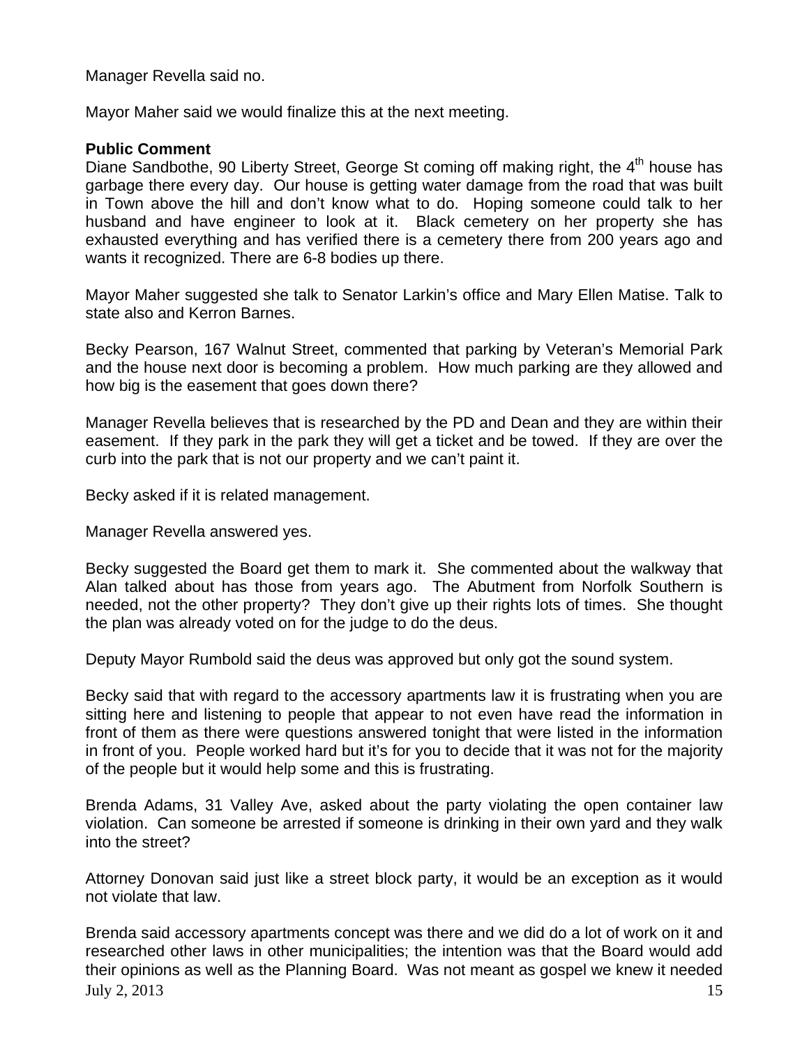Manager Revella said no.

Mayor Maher said we would finalize this at the next meeting.

**Public Comment**

Diane Sandbothe, 90 Liberty Street, George St coming off making right, the 4th house has garbage there every day. Our house is getting water damage from the road that was built in Town above the hill and don't know what to do. Hoping someone could talk to her husband and have engineer to look at it. Black cemetery on her property she has exhausted everything and has verified there is a cemetery there from 200 years ago and wants it recognized. There are 6-8 bodies up there.

Mayor Maher suggested she talk to Senator Larkin's office and Mary Ellen Matise. Talk to state also and Kerron Barnes.

Becky Pearson, 167 Walnut Street, commented that parking by Veteran's Memorial Park and the house next door is becoming a problem. How much parking are they allowed and how big is the easement that goes down there?

Manager Revella believes that is researched by the PD and Dean and they are within their easement. If they park in the park they will get a ticket and be towed. If they are over the curb into the park that is not our property and we can't paint it.

Becky asked if it is related management.

Manager Revella answered yes.

Becky suggested the Board get them to mark it. She commented about the walkway that Alan talked about has those from years ago. The Abutment from Norfolk Southern is needed, not the other property? They don't give up their rights lots of times. She thought the plan was already voted on for the judge to do the deus.

Deputy Mayor Rumbold said the deus was approved but only got the sound system.

Becky said that with regard to the accessory apartments law it is frustrating when you are sitting here and listening to people that appear to not even have read the information in front of them as there were questions answered tonight that were listed in the information in front of you. People worked hard but it's for you to decide that it was not for the majority of the people but it would help some and this is frustrating.

Brenda Adams, 31 Valley Ave, asked about the party violating the open container law violation. Can someone be arrested if someone is drinking in their own yard and they walk into the street?

Attorney Donovan said just like a street block party, it would be an exception as it would not violate that law.

Brenda said accessory apartments concept was there and we did do a lot of work on it and researched other laws in other municipalities; the intention was that the Board would add their opinions as well as the Planning Board. Was not meant as gospel we knew it needed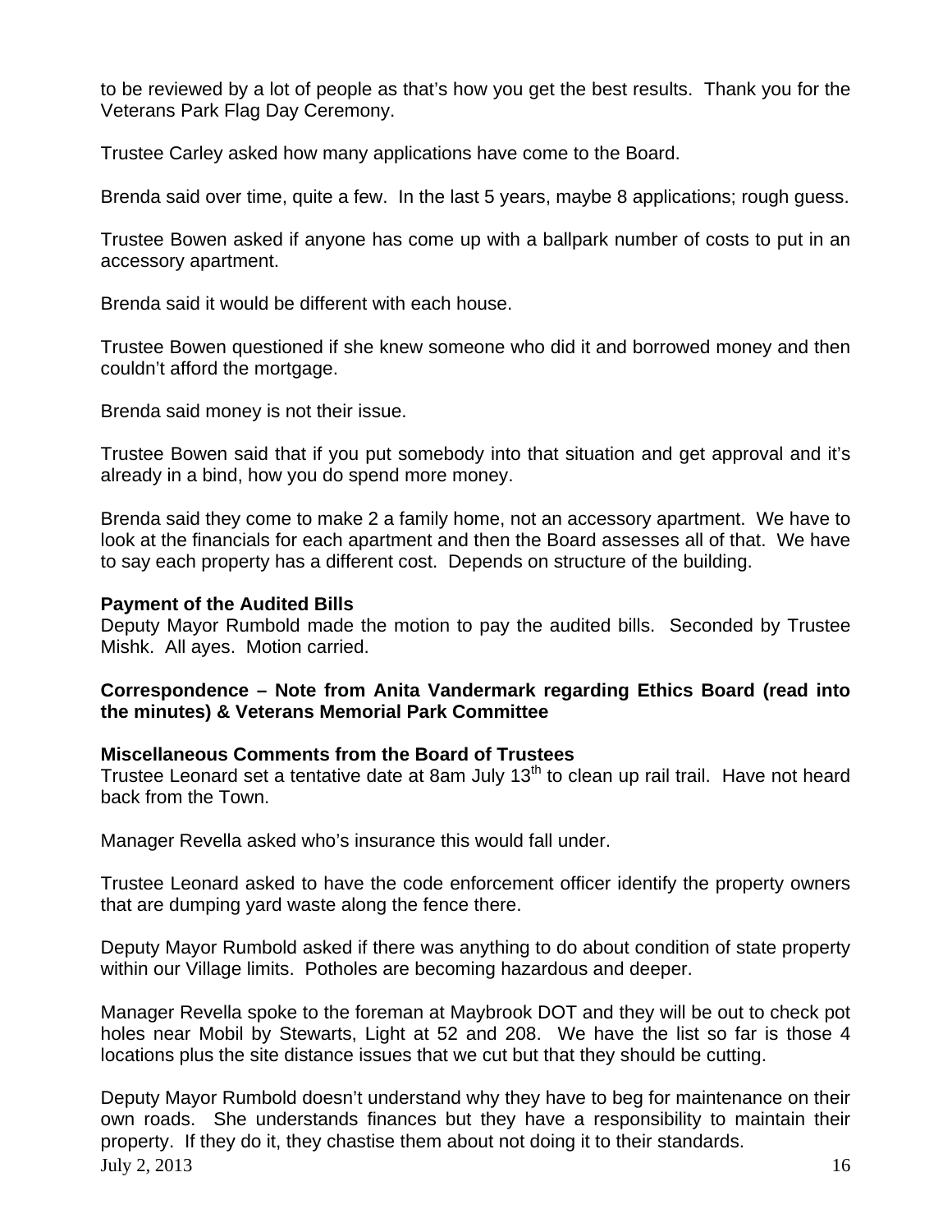to be reviewed by a lot of people as that's how you get the best results. Thank you for the Veterans Park Flag Day Ceremony.

Trustee Carley asked how many applications have come to the Board.

Brenda said over time, quite a few. In the last 5 years, maybe 8 applications; rough guess.

Trustee Bowen asked if anyone has come up with a ballpark number of costs to put in an accessory apartment.

Brenda said it would be different with each house.

Trustee Bowen questioned if she knew someone who did it and borrowed money and then couldn't afford the mortgage.

Brenda said money is not their issue.

Trustee Bowen said that if you put somebody into that situation and get approval and it's already in a bind, how you do spend more money.

Brenda said they come to make 2 a family home, not an accessory apartment. We have to look at the financials for each apartment and then the Board assesses all of that. We have to say each property has a different cost. Depends on structure of the building.

**Payment of the Audited Bills**
Deputy Mayor Rumbold made the motion to pay the audited bills. Seconded by Trustee Mishk. All ayes. Motion carried.

**Correspondence – Note from Anita Vandermark regarding Ethics Board (read into the minutes) & Veterans Memorial Park Committee**

**Miscellaneous Comments from the Board of Trustees**
Trustee Leonard set a tentative date at 8am July 13th to clean up rail trail. Have not heard back from the Town.

Manager Revella asked who's insurance this would fall under.

Trustee Leonard asked to have the code enforcement officer identify the property owners that are dumping yard waste along the fence there.

Deputy Mayor Rumbold asked if there was anything to do about condition of state property within our Village limits. Potholes are becoming hazardous and deeper.

Manager Revella spoke to the foreman at Maybrook DOT and they will be out to check pot holes near Mobil by Stewarts, Light at 52 and 208. We have the list so far is those 4 locations plus the site distance issues that we cut but that they should be cutting.

Deputy Mayor Rumbold doesn't understand why they have to beg for maintenance on their own roads. She understands finances but they have a responsibility to maintain their property. If they do it, they chastise them about not doing it to their standards.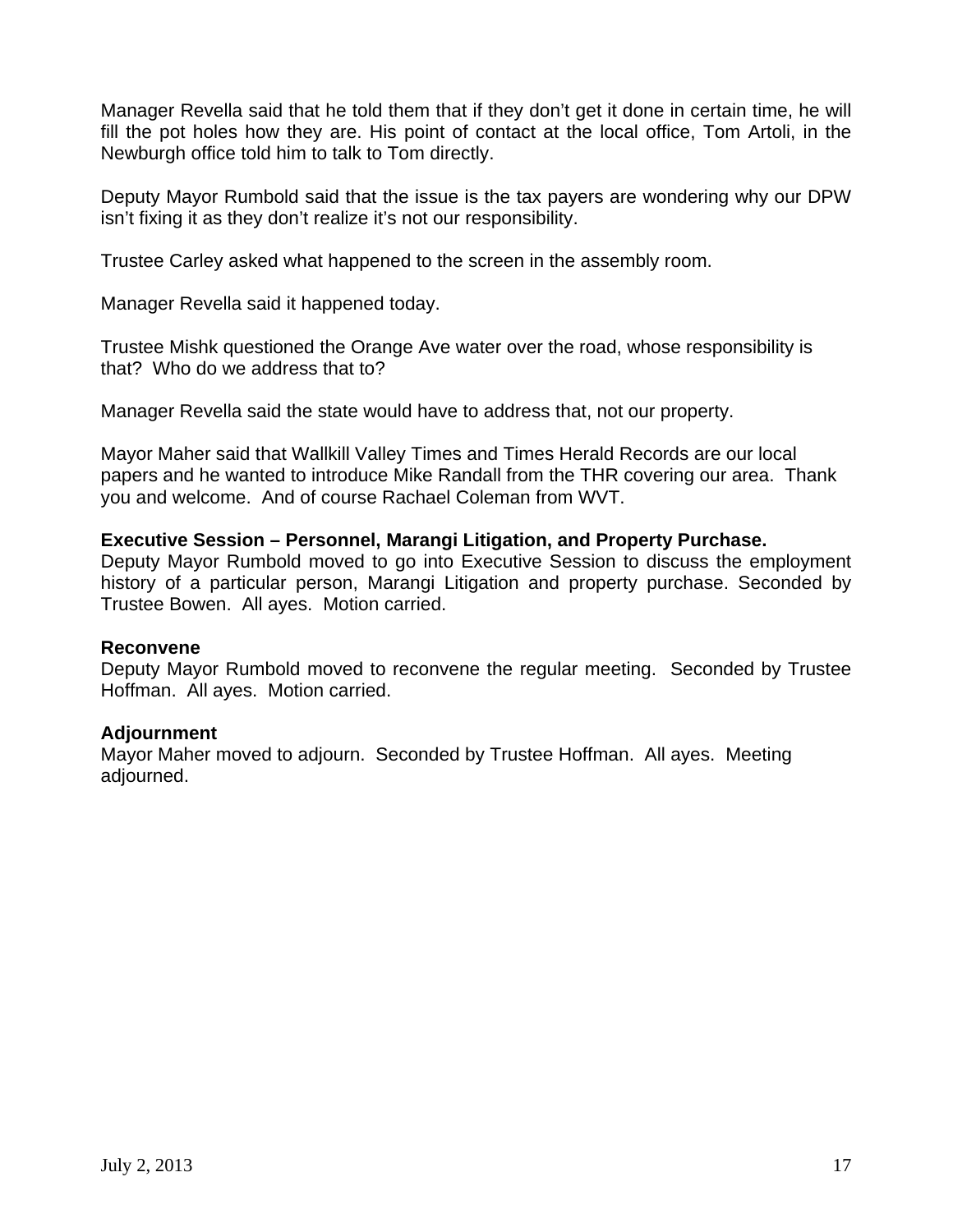Manager Revella said that he told them that if they don't get it done in certain time, he will fill the pot holes how they are. His point of contact at the local office, Tom Artoli, in the Newburgh office told him to talk to Tom directly.

Deputy Mayor Rumbold said that the issue is the tax payers are wondering why our DPW isn't fixing it as they don't realize it's not our responsibility.

Trustee Carley asked what happened to the screen in the assembly room.

Manager Revella said it happened today.

Trustee Mishk questioned the Orange Ave water over the road, whose responsibility is that? Who do we address that to?

Manager Revella said the state would have to address that, not our property.

Mayor Maher said that Wallkill Valley Times and Times Herald Records are our local papers and he wanted to introduce Mike Randall from the THR covering our area. Thank you and welcome. And of course Rachael Coleman from WVT.

**Executive Session – Personnel, Marangi Litigation, and Property Purchase.**
Deputy Mayor Rumbold moved to go into Executive Session to discuss the employment history of a particular person, Marangi Litigation and property purchase. Seconded by Trustee Bowen. All ayes. Motion carried.

**Reconvene**
Deputy Mayor Rumbold moved to reconvene the regular meeting. Seconded by Trustee Hoffman. All ayes. Motion carried.

**Adjournment**
Mayor Maher moved to adjourn. Seconded by Trustee Hoffman. All ayes. Meeting adjourned.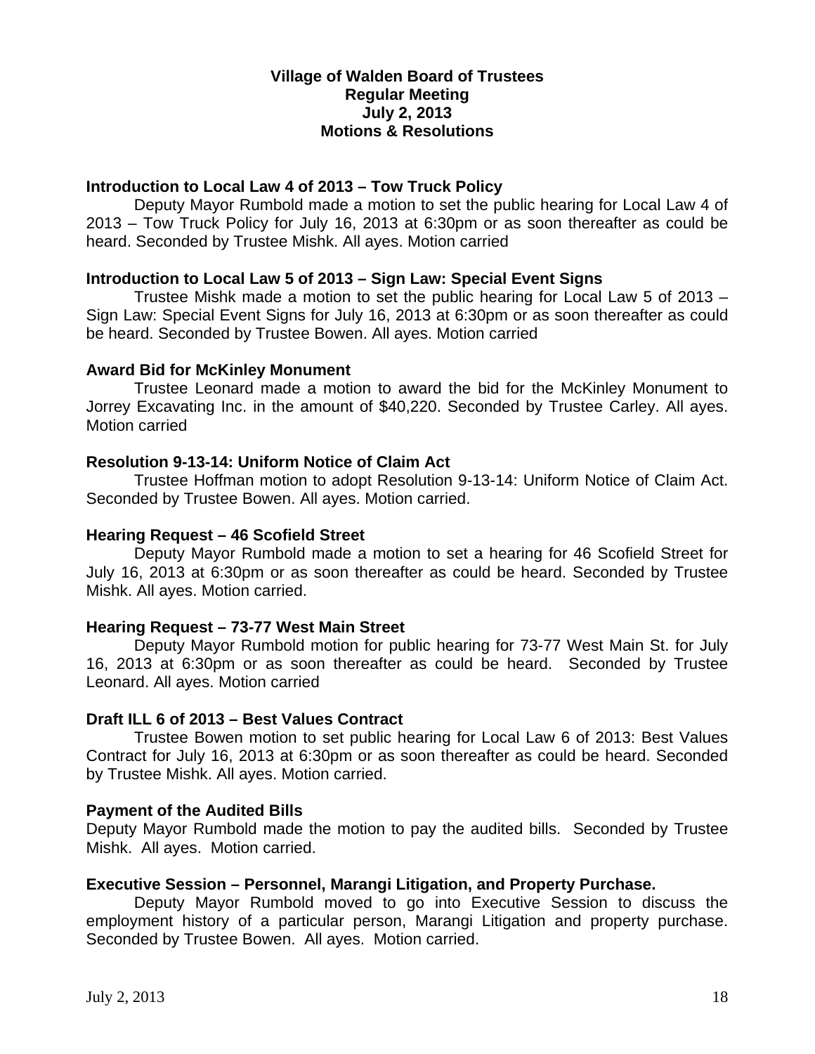**Village of Walden Board of Trustees**
**Regular Meeting**
**July 2, 2013**
**Motions & Resolutions**

**Introduction to Local Law 4 of 2013 – Tow Truck Policy**

Deputy Mayor Rumbold made a motion to set the public hearing for Local Law 4 of 2013 – Tow Truck Policy for July 16, 2013 at 6:30pm or as soon thereafter as could be heard. Seconded by Trustee Mishk. All ayes. Motion carried

**Introduction to Local Law 5 of 2013 – Sign Law: Special Event Signs**

Trustee Mishk made a motion to set the public hearing for Local Law 5 of 2013 – Sign Law: Special Event Signs for July 16, 2013 at 6:30pm or as soon thereafter as could be heard. Seconded by Trustee Bowen. All ayes. Motion carried

**Award Bid for McKinley Monument**

Trustee Leonard made a motion to award the bid for the McKinley Monument to Jorrey Excavating Inc. in the amount of $40,220. Seconded by Trustee Carley. All ayes. Motion carried

**Resolution 9-13-14: Uniform Notice of Claim Act**

Trustee Hoffman motion to adopt Resolution 9-13-14: Uniform Notice of Claim Act. Seconded by Trustee Bowen. All ayes. Motion carried.

**Hearing Request – 46 Scofield Street**

Deputy Mayor Rumbold made a motion to set a hearing for 46 Scofield Street for July 16, 2013 at 6:30pm or as soon thereafter as could be heard. Seconded by Trustee Mishk. All ayes. Motion carried.

**Hearing Request – 73-77 West Main Street**

Deputy Mayor Rumbold motion for public hearing for 73-77 West Main St. for July 16, 2013 at 6:30pm or as soon thereafter as could be heard. Seconded by Trustee Leonard. All ayes. Motion carried

**Draft ILL 6 of 2013 – Best Values Contract**

Trustee Bowen motion to set public hearing for Local Law 6 of 2013: Best Values Contract for July 16, 2013 at 6:30pm or as soon thereafter as could be heard. Seconded by Trustee Mishk. All ayes. Motion carried.

**Payment of the Audited Bills**

Deputy Mayor Rumbold made the motion to pay the audited bills. Seconded by Trustee Mishk. All ayes. Motion carried.

**Executive Session – Personnel, Marangi Litigation, and Property Purchase.**

Deputy Mayor Rumbold moved to go into Executive Session to discuss the employment history of a particular person, Marangi Litigation and property purchase. Seconded by Trustee Bowen. All ayes. Motion carried.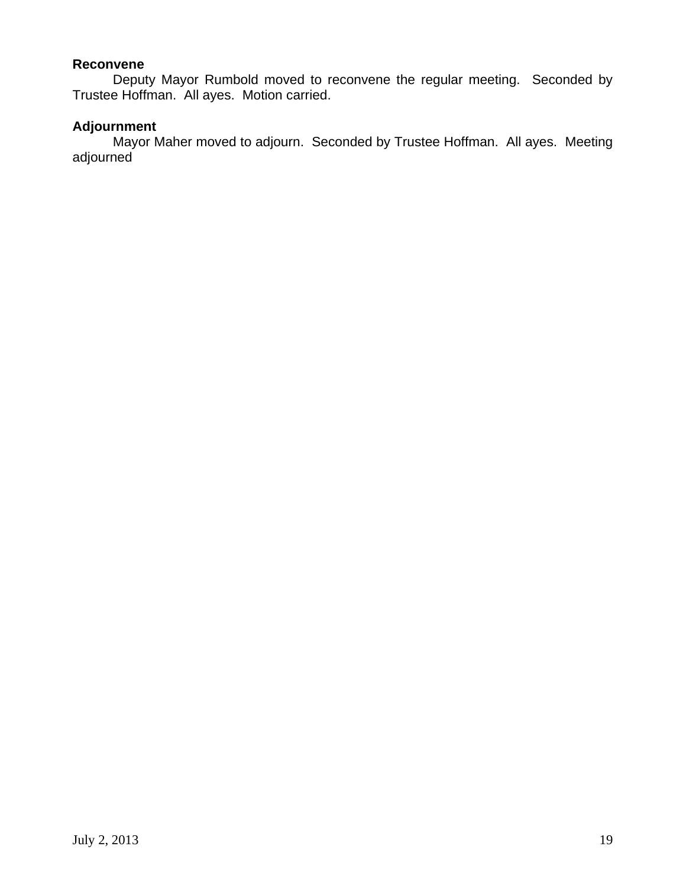**Reconvene**

Deputy Mayor Rumbold moved to reconvene the regular meeting. Seconded by Trustee Hoffman. All ayes. Motion carried.

**Adjournment**

Mayor Maher moved to adjourn. Seconded by Trustee Hoffman. All ayes. Meeting adjourned